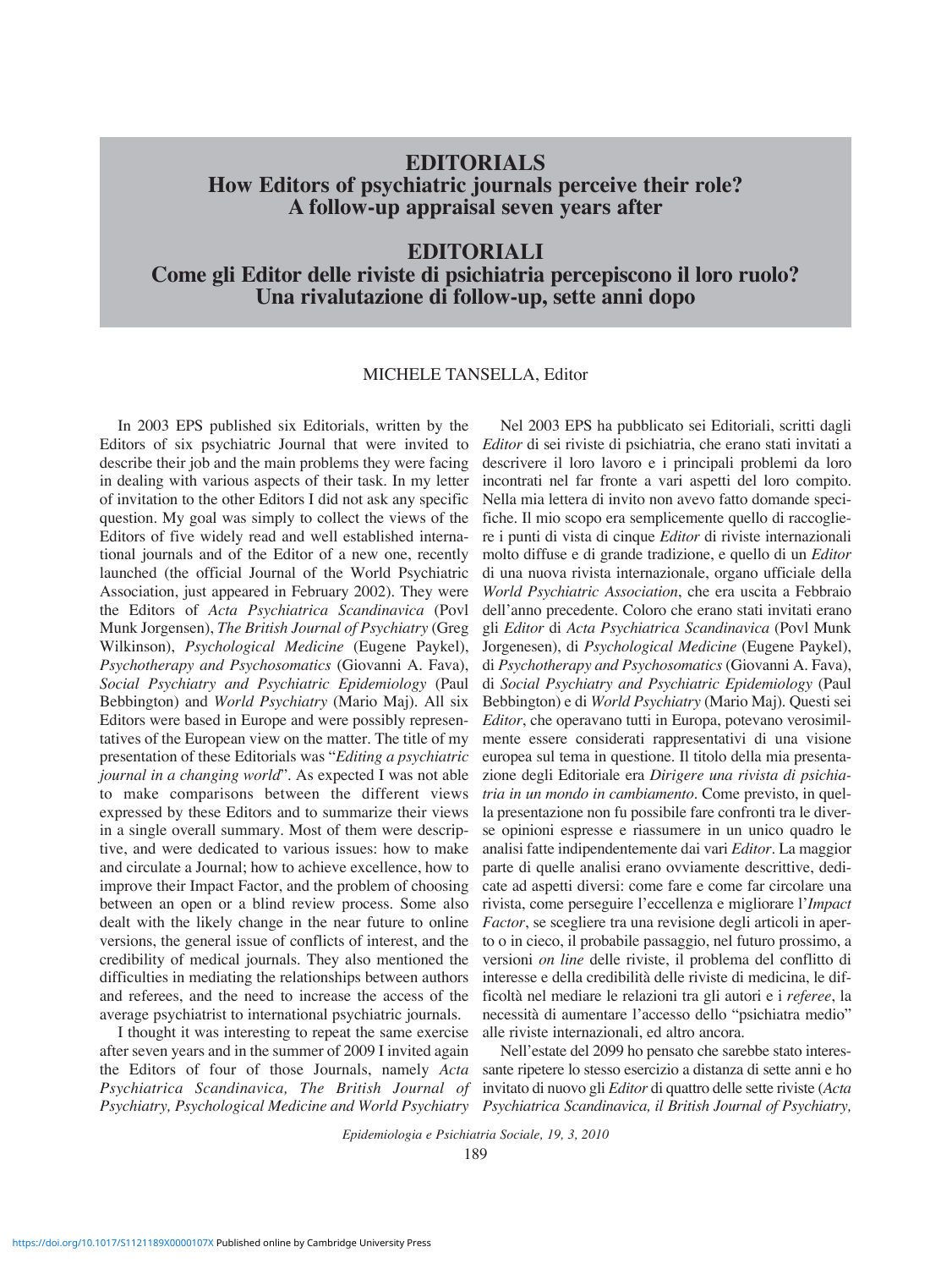# EDITORIALS

## How Editors of psychiatric journals perceive their role? A follow-up appraisal seven years after

# EDITORIALI

## Come gli Editor delle riviste di psichiatria percepiscono il loro ruolo? Una rivalutazione di follow-up, sette anni dopo

MICHELE TANSELLA, Editor

In 2003 EPS published six Editorials, written by the Editors of six psychiatric Journal that were invited to describe their job and the main problems they were facing in dealing with various aspects of their task. In my letter of invitation to the other Editors I did not ask any specific question. My goal was simply to collect the views of the Editors of five widely read and well established international journals and of the Editor of a new one, recently launched (the official Journal of the World Psychiatric Association, just appeared in February 2002). They were the Editors of *Acta Psychiatrica Scandinavica* (Povl Munk Jorgensen), *The British Journal of Psychiatry* (Greg Wilkinson), *Psychological Medicine* (Eugene Paykel), *Psychotherapy and Psychosomatics* (Giovanni A. Fava), *Social Psychiatry and Psychiatric Epidemiology* (Paul Bebbington) and *World Psychiatry* (Mario Maj). All six Editors were based in Europe and were possibly representatives of the European view on the matter. The title of my presentation of these Editorials was "*Editing a psychiatric journal in a changing world*". As expected I was not able to make comparisons between the different views expressed by these Editors and to summarize their views in a single overall summary. Most of them were descriptive, and were dedicated to various issues: how to make and circulate a Journal; how to achieve excellence, how to improve their Impact Factor, and the problem of choosing between an open or a blind review process. Some also dealt with the likely change in the near future to online versions, the general issue of conflicts of interest, and the credibility of medical journals. They also mentioned the difficulties in mediating the relationships between authors and referees, and the need to increase the access of the average psychiatrist to international psychiatric journals.

I thought it was interesting to repeat the same exercise after seven years and in the summer of 2009 I invited again the Editors of four of those Journals, namely *Acta Psychiatrica Scandinavica, The British Journal of Psychiatry, Psychological Medicine and World Psychiatry*

Nel 2003 EPS ha pubblicato sei Editoriali, scritti dagli *Editor* di sei riviste di psichiatria, che erano stati invitati a descrivere il loro lavoro e i principali problemi da loro incontrati nel far fronte a vari aspetti del loro compito. Nella mia lettera di invito non avevo fatto domande specifiche. Il mio scopo era semplicemente quello di raccogliere i punti di vista di cinque *Editor* di riviste internazionali molto diffuse e di grande tradizione, e quello di un *Editor* di una nuova rivista internazionale, organo ufficiale della *World Psychiatric Association*, che era uscita a Febbraio dell'anno precedente. Coloro che erano stati invitati erano gli *Editor* di *Acta Psychiatrica Scandinavica* (Povl Munk Jorgenesen), di *Psychological Medicine* (Eugene Paykel), di *Psychotherapy and Psychosomatics* (Giovanni A. Fava), di *Social Psychiatry and Psychiatric Epidemiology* (Paul Bebbington) e di *World Psychiatry* (Mario Maj). Questi sei *Editor*, che operavano tutti in Europa, potevano verosimilmente essere considerati rappresentativi di una visione europea sul tema in questione. Il titolo della mia presentazione degli Editoriale era *Dirigere una rivista di psichiatria in un mondo in cambiamento*. Come previsto, in quella presentazione non fu possibile fare confronti tra le diverse opinioni espresse e riassumere in un unico quadro le analisi fatte indipendentemente dai vari *Editor*. La maggior parte di quelle analisi erano ovviamente descrittive, dedicate ad aspetti diversi: come fare e come far circolare una rivista, come perseguire l'eccellenza e migliorare l'*Impact Factor*, se scegliere tra una revisione degli articoli in aperto o in cieco, il probabile passaggio, nel futuro prossimo, a versioni *on line* delle riviste, il problema del conflitto di interesse e della credibilità delle riviste di medicina, le difficoltà nel mediare le relazioni tra gli autori e i *referee*, la necessità di aumentare l'accesso dello "psichiatra medio" alle riviste internazionali, ed altro ancora.

Nell'estate del 2099 ho pensato che sarebbe stato interessante ripetere lo stesso esercizio a distanza di sette anni e ho invitato di nuovo gli *Editor* di quattro delle sette riviste (*Acta Psychiatrica Scandinavica, il British Journal of Psychiatry,*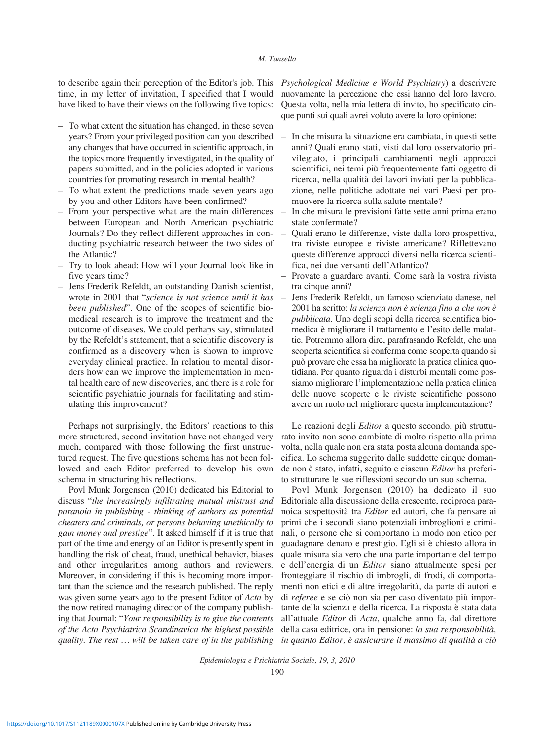to describe again their perception of the Editor's job. This time, in my letter of invitation, I specified that I would have liked to have their views on the following five topics:

- To what extent the situation has changed, in these seven years? From your privileged position can you described any changes that have occurred in scientific approach, in the topics more frequently investigated, in the quality of papers submitted, and in the policies adopted in various countries for promoting research in mental health?
- To what extent the predictions made seven years ago by you and other Editors have been confirmed?
- From your perspective what are the main differences between European and North American psychiatric Journals? Do they reflect different approaches in conducting psychiatric research between the two sides of the Atlantic?
- Try to look ahead: How will your Journal look like in five years time?
- Jens Frederik Refeldt, an outstanding Danish scientist, wrote in 2001 that "*science is not science until it has been published*". One of the scopes of scientific biomedical research is to improve the treatment and the outcome of diseases. We could perhaps say, stimulated by the Refeldt's statement, that a scientific discovery is confirmed as a discovery when is shown to improve everyday clinical practice. In relation to mental disorders how can we improve the implementation in mental health care of new discoveries, and there is a role for scientific psychiatric journals for facilitating and stimulating this improvement?

Perhaps not surprisingly, the Editors' reactions to this more structured, second invitation have not changed very much, compared with those following the first unstructured request. The five questions schema has not been followed and each Editor preferred to develop his own schema in structuring his reflections.

Povl Munk Jorgensen (2010) dedicated his Editorial to discuss "*the increasingly infiltrating mutual mistrust and paranoia in publishing - thinking of authors as potential cheaters and criminals, or persons behaving unethically to gain money and prestige*". It asked himself if it is true that part of the time and energy of an Editor is presently spent in handling the risk of cheat, fraud, unethical behavior, biases and other irregularities among authors and reviewers. Moreover, in considering if this is becoming more important than the science and the research published. The reply was given some years ago to the present Editor of *Acta* by the now retired managing director of the company publishing that Journal: "*Your responsibility is to give the contents of the Acta Psychiatrica Scandinavica the highest possible quality. The rest … will be taken care of in the publishing*

*Psychological Medicine e World Psychiatry*) a descrivere nuovamente la percezione che essi hanno del loro lavoro. Questa volta, nella mia lettera di invito, ho specificato cinque punti sui quali avrei voluto avere la loro opinione:

- In che misura la situazione era cambiata, in questi sette anni? Quali erano stati, visti dal loro osservatorio privilegiato, i principali cambiamenti negli approcci scientifici, nei temi più frequentemente fatti oggetto di ricerca, nella qualità dei lavori inviati per la pubblicazione, nelle politiche adottate nei vari Paesi per promuovere la ricerca sulla salute mentale?
- In che misura le previsioni fatte sette anni prima erano state confermate?
- Quali erano le differenze, viste dalla loro prospettiva, tra riviste europee e riviste americane? Riflettevano queste differenze approcci diversi nella ricerca scientifica, nei due versanti dell'Atlantico?
- Provate a guardare avanti. Come sarà la vostra rivista tra cinque anni?
- Jens Frederik Refeldt, un famoso scienziato danese, nel 2001 ha scritto: *la scienza non è scienza fino a che non è pubblicata*. Uno degli scopi della ricerca scientifica biomedica è migliorare il trattamento e l'esito delle malattie. Potremmo allora dire, parafrasando Refeldt, che una scoperta scientifica si conferma come scoperta quando si può provare che essa ha migliorato la pratica clinica quotidiana. Per quanto riguarda i disturbi mentali come possiamo migliorare l'implementazione nella pratica clinica delle nuove scoperte e le riviste scientifiche possono avere un ruolo nel migliorare questa implementazione?

Le reazioni degli *Editor* a questo secondo, più strutturato invito non sono cambiate di molto rispetto alla prima volta, nella quale non era stata posta alcuna domanda specifica. Lo schema suggerito dalle suddette cinque domande non è stato, infatti, seguito e ciascun *Editor* ha preferito strutturare le sue riflessioni secondo un suo schema.

Povl Munk Jorgensen (2010) ha dedicato il suo Editoriale alla discussione della crescente, reciproca paranoica sospettosità tra *Editor* ed autori, che fa pensare ai primi che i secondi siano potenziali imbroglioni e criminali, o persone che si comportano in modo non etico per guadagnare denaro e prestigio. Egli si è chiesto allora in quale misura sia vero che una parte importante del tempo e dell'energia di un *Editor* siano attualmente spesi per fronteggiare il rischio di imbrogli, di frodi, di comportamenti non etici e di altre irregolarità, da parte di autori e di *referee* e se ciò non sia per caso diventato più importante della scienza e della ricerca. La risposta è stata data all'attuale *Editor* di *Acta*, qualche anno fa, dal direttore della casa editrice, ora in pensione: *la sua responsabilità, in quanto Editor, è assicurare il massimo di qualità a ciò*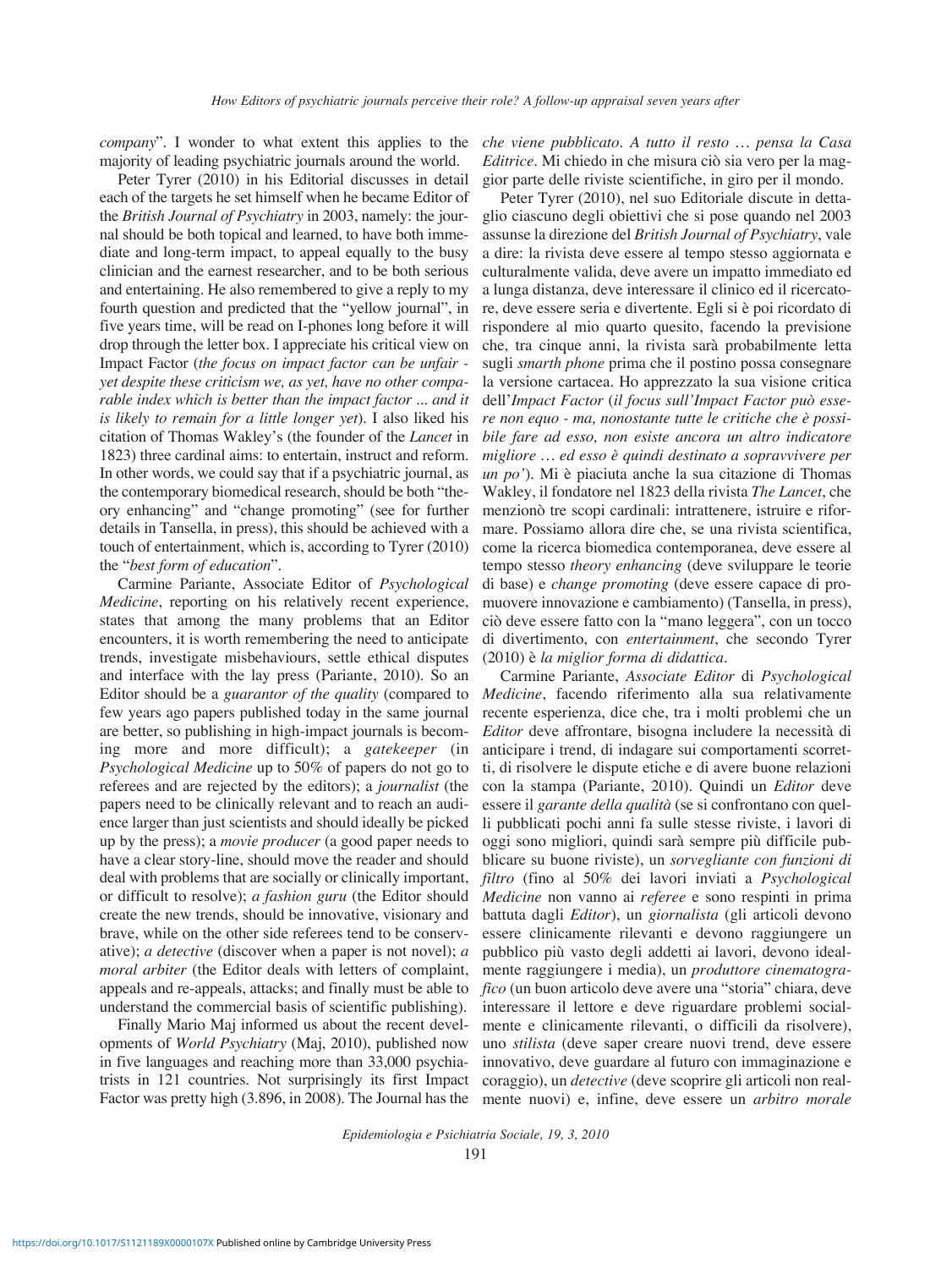*company*". I wonder to what extent this applies to the majority of leading psychiatric journals around the world.

Peter Tyrer (2010) in his Editorial discusses in detail each of the targets he set himself when he became Editor of the *British Journal of Psychiatry* in 2003, namely: the journal should be both topical and learned, to have both immediate and long-term impact, to appeal equally to the busy clinician and the earnest researcher, and to be both serious and entertaining. He also remembered to give a reply to my fourth question and predicted that the "yellow journal", in five years time, will be read on I-phones long before it will drop through the letter box. I appreciate his critical view on Impact Factor (*the focus on impact factor can be unfair - yet despite these criticism we, as yet, have no other comparable index which is better than the impact factor ... and it is likely to remain for a little longer yet*). I also liked his citation of Thomas Wakley's (the founder of the *Lancet* in 1823) three cardinal aims: to entertain, instruct and reform. In other words, we could say that if a psychiatric journal, as the contemporary biomedical research, should be both "theory enhancing" and "change promoting" (see for further details in Tansella, in press), this should be achieved with a touch of entertainment, which is, according to Tyrer (2010) the "*best form of education*".

Carmine Pariante, Associate Editor of *Psychological Medicine*, reporting on his relatively recent experience, states that among the many problems that an Editor encounters, it is worth remembering the need to anticipate trends, investigate misbehaviours, settle ethical disputes and interface with the lay press (Pariante, 2010). So an Editor should be a *guarantor of the quality* (compared to few years ago papers published today in the same journal are better, so publishing in high-impact journals is becoming more and more difficult); a *gatekeeper* (in *Psychological Medicine* up to 50% of papers do not go to referees and are rejected by the editors); a *journalist* (the papers need to be clinically relevant and to reach an audience larger than just scientists and should ideally be picked up by the press); a *movie producer* (a good paper needs to have a clear story-line, should move the reader and should deal with problems that are socially or clinically important, or difficult to resolve); *a fashion guru* (the Editor should create the new trends, should be innovative, visionary and brave, while on the other side referees tend to be conservative); *a detective* (discover when a paper is not novel); *a moral arbiter* (the Editor deals with letters of complaint, appeals and re-appeals, attacks; and finally must be able to understand the commercial basis of scientific publishing).

Finally Mario Maj informed us about the recent developments of *World Psychiatry* (Maj, 2010), published now in five languages and reaching more than 33,000 psychiatrists in 121 countries. Not surprisingly its first Impact Factor was pretty high (3.896, in 2008). The Journal has the

*che viene pubblicato. A tutto il resto … pensa la Casa Editrice*. Mi chiedo in che misura ciò sia vero per la maggior parte delle riviste scientifiche, in giro per il mondo.

Peter Tyrer (2010), nel suo Editoriale discute in dettaglio ciascuno degli obiettivi che si pose quando nel 2003 assunse la direzione del *British Journal of Psychiatry*, vale a dire: la rivista deve essere al tempo stesso aggiornata e culturalmente valida, deve avere un impatto immediato ed a lunga distanza, deve interessare il clinico ed il ricercatore, deve essere seria e divertente. Egli si è poi ricordato di rispondere al mio quarto quesito, facendo la previsione che, tra cinque anni, la rivista sarà probabilmente letta sugli *smarth phone* prima che il postino possa consegnare la versione cartacea. Ho apprezzato la sua visione critica dell'*Impact Factor* (*il focus sull'Impact Factor può essere non equo - ma, nonostante tutte le critiche che è possibile fare ad esso, non esiste ancora un altro indicatore migliore … ed esso è quindi destinato a sopravvivere per un po'*). Mi è piaciuta anche la sua citazione di Thomas Wakley, il fondatore nel 1823 della rivista *The Lancet*, che menzionò tre scopi cardinali: intrattenere, istruire e riformare. Possiamo allora dire che, se una rivista scientifica, come la ricerca biomedica contemporanea, deve essere al tempo stesso *theory enhancing* (deve sviluppare le teorie di base) e *change promoting* (deve essere capace di promuovere innovazione e cambiamento) (Tansella, in press), ciò deve essere fatto con la "mano leggera", con un tocco di divertimento, con *entertainment*, che secondo Tyrer (2010) è *la miglior forma di didattica*.

Carmine Pariante, *Associate Editor* di *Psychological Medicine*, facendo riferimento alla sua relativamente recente esperienza, dice che, tra i molti problemi che un *Editor* deve affrontare, bisogna includere la necessità di anticipare i trend, di indagare sui comportamenti scorretti, di risolvere le dispute etiche e di avere buone relazioni con la stampa (Pariante, 2010). Quindi un *Editor* deve essere il *garante della qualità* (se si confrontano con quelli pubblicati pochi anni fa sulle stesse riviste, i lavori di oggi sono migliori, quindi sarà sempre più difficile pubblicare su buone riviste), un *sorvegliante con funzioni di filtro* (fino al 50% dei lavori inviati a *Psychological Medicine* non vanno ai *referee* e sono respinti in prima battuta dagli *Editor*), un *giornalista* (gli articoli devono essere clinicamente rilevanti e devono raggiungere un pubblico più vasto degli addetti ai lavori, devono idealmente raggiungere i media), un *produttore cinematografico* (un buon articolo deve avere una "storia" chiara, deve interessare il lettore e deve riguardare problemi socialmente e clinicamente rilevanti, o difficili da risolvere), uno *stilista* (deve saper creare nuovi trend, deve essere innovativo, deve guardare al futuro con immaginazione e coraggio), un *detective* (deve scoprire gli articoli non realmente nuovi) e, infine, deve essere un *arbitro morale*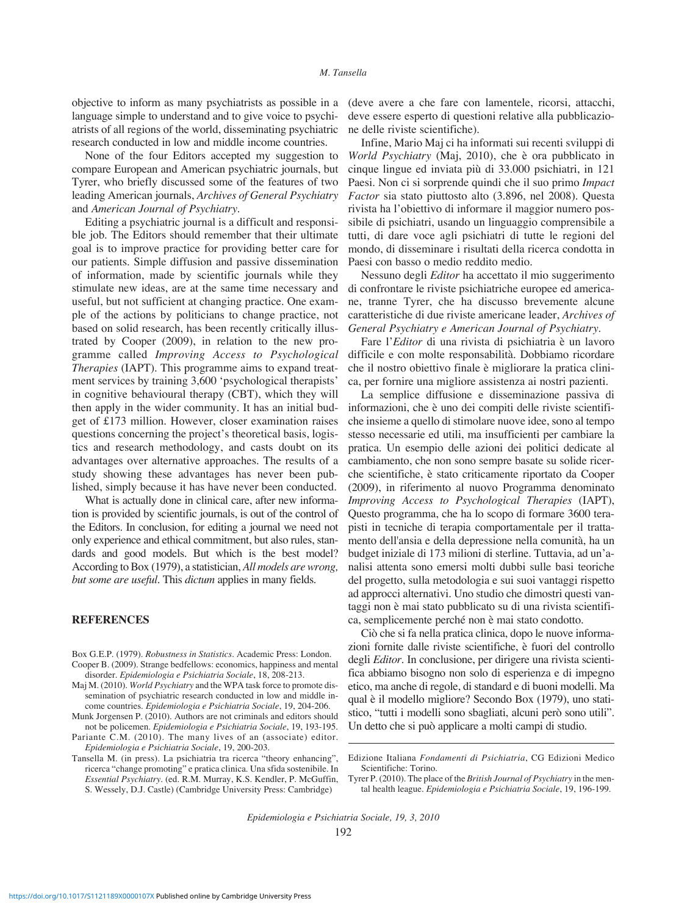objective to inform as many psychiatrists as possible in a language simple to understand and to give voice to psychiatrists of all regions of the world, disseminating psychiatric research conducted in low and middle income countries.

None of the four Editors accepted my suggestion to compare European and American psychiatric journals, but Tyrer, who briefly discussed some of the features of two leading American journals, *Archives of General Psychiatry* and *American Journal of Psychiatry*.

Editing a psychiatric journal is a difficult and responsible job. The Editors should remember that their ultimate goal is to improve practice for providing better care for our patients. Simple diffusion and passive dissemination of information, made by scientific journals while they stimulate new ideas, are at the same time necessary and useful, but not sufficient at changing practice. One example of the actions by politicians to change practice, not based on solid research, has been recently critically illustrated by Cooper (2009), in relation to the new programme called *Improving Access to Psychological Therapies* (IAPT). This programme aims to expand treatment services by training 3,600 'psychological therapists' in cognitive behavioural therapy (CBT), which they will then apply in the wider community. It has an initial budget of £173 million. However, closer examination raises questions concerning the project's theoretical basis, logistics and research methodology, and casts doubt on its advantages over alternative approaches. The results of a study showing these advantages has never been published, simply because it has have never been conducted.

What is actually done in clinical care, after new information is provided by scientific journals, is out of the control of the Editors. In conclusion, for editing a journal we need not only experience and ethical commitment, but also rules, standards and good models. But which is the best model? According to Box (1979), a statistician, *All models are wrong, but some are useful*. This *dictum* applies in many fields.

## REFERENCES

Box G.E.P. (1979). *Robustness in Statistics*. Academic Press: London.

Cooper B. (2009). Strange bedfellows: economics, happiness and mental disorder. *Epidemiologia e Psichiatria Sociale*, 18, 208-213.

Maj M. (2010). *World Psychiatry* and the WPA task force to promote dissemination of psychiatric research conducted in low and middle income countries. *Epidemiologia e Psichiatria Sociale*, 19, 204-206.

Munk Jorgensen P. (2010). Authors are not criminals and editors should not be policemen. *Epidemiologia e Psichiatria Sociale*, 19, 193-195.

Pariante C.M. (2010). The many lives of an (associate) editor. *Epidemiologia e Psichiatria Sociale*, 19, 200-203.

Tansella M. (in press). La psichiatria tra ricerca "theory enhancing", ricerca "change promoting" e pratica clinica. Una sfida sostenibile. In *Essential Psychiatry*. (ed. R.M. Murray, K.S. Kendler, P. McGuffin, S. Wessely, D.J. Castle) (Cambridge University Press: Cambridge) Edizione Italiana *Fondamenti di Psichiatria*, CG Edizioni Medico Scientifiche: Torino.

Tyrer P. (2010). The place of the *British Journal of Psychiatry* in the mental health league. *Epidemiologia e Psichiatria Sociale*, 19, 196-199.

(deve avere a che fare con lamentele, ricorsi, attacchi, deve essere esperto di questioni relative alla pubblicazione delle riviste scientifiche).

Infine, Mario Maj ci ha informati sui recenti sviluppi di *World Psychiatry* (Maj, 2010), che è ora pubblicato in cinque lingue ed inviata più di 33.000 psichiatri, in 121 Paesi. Non ci si sorprende quindi che il suo primo *Impact Factor* sia stato piuttosto alto (3.896, nel 2008). Questa rivista ha l'obiettivo di informare il maggior numero possibile di psichiatri, usando un linguaggio comprensibile a tutti, di dare voce agli psichiatri di tutte le regioni del mondo, di disseminare i risultati della ricerca condotta in Paesi con basso o medio reddito medio.

Nessuno degli *Editor* ha accettato il mio suggerimento di confrontare le riviste psichiatriche europee ed americane, tranne Tyrer, che ha discusso brevemente alcune caratteristiche di due riviste americane leader, *Archives of General Psychiatry e American Journal of Psychiatry*.

Fare l'*Editor* di una rivista di psichiatria è un lavoro difficile e con molte responsabilità. Dobbiamo ricordare che il nostro obiettivo finale è migliorare la pratica clinica, per fornire una migliore assistenza ai nostri pazienti.

La semplice diffusione e disseminazione passiva di informazioni, che è uno dei compiti delle riviste scientifiche insieme a quello di stimolare nuove idee, sono al tempo stesso necessarie ed utili, ma insufficienti per cambiare la pratica. Un esempio delle azioni dei politici dedicate al cambiamento, che non sono sempre basate su solide ricerche scientifiche, è stato criticamente riportato da Cooper (2009), in riferimento al nuovo Programma denominato *Improving Access to Psychological Therapies* (IAPT), Questo programma, che ha lo scopo di formare 3600 terapisti in tecniche di terapia comportamentale per il trattamento dell'ansia e della depressione nella comunità, ha un budget iniziale di 173 milioni di sterline. Tuttavia, ad un'analisi attenta sono emersi molti dubbi sulle basi teoriche del progetto, sulla metodologia e sui suoi vantaggi rispetto ad approcci alternativi. Uno studio che dimostri questi vantaggi non è mai stato pubblicato su di una rivista scientifica, semplicemente perché non è mai stato condotto.

Ciò che si fa nella pratica clinica, dopo le nuove informazioni fornite dalle riviste scientifiche, è fuori del controllo degli *Editor*. In conclusione, per dirigere una rivista scientifica abbiamo bisogno non solo di esperienza e di impegno etico, ma anche di regole, di standard e di buoni modelli. Ma qual è il modello migliore? Secondo Box (1979), uno statistico, "tutti i modelli sono sbagliati, alcuni però sono utili". Un detto che si può applicare a molti campi di studio.